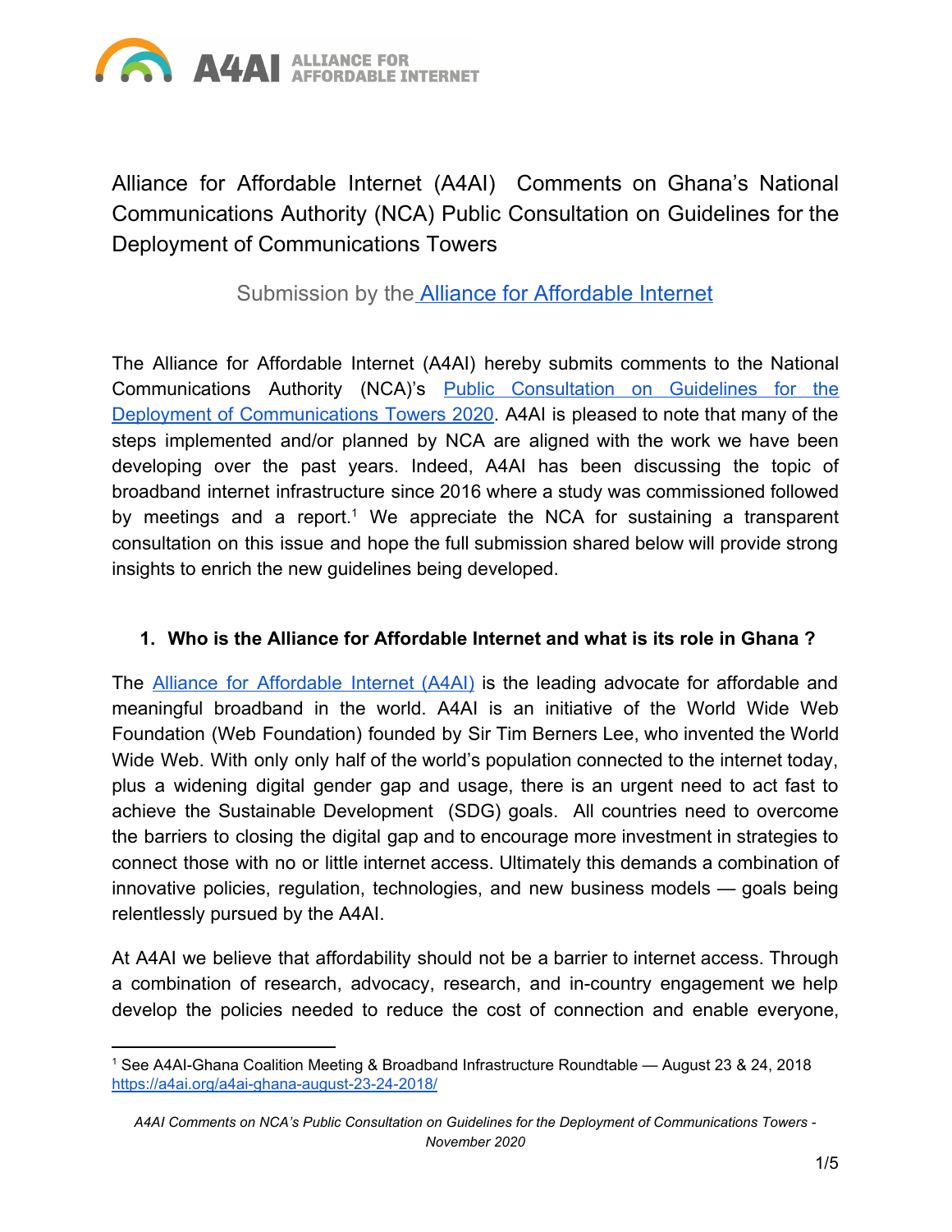# Alliance for Affordable Internet (A4AI) Comments on Ghana's National Communications Authority (NCA) Public Consultation on Guidelines for the Deployment of Communications Towers

Submission by the [Alliance for Affordable Internet]()

The Alliance for Affordable Internet (A4AI) hereby submits comments to the National Communications Authority (NCA)'s [Public Consultation on Guidelines for the Deployment of Communications Towers 2020](). A4AI is pleased to note that many of the steps implemented and/or planned by NCA are aligned with the work we have been developing over the past years. Indeed, A4AI has been discussing the topic of broadband internet infrastructure since 2016 where a study was commissioned followed by meetings and a report.[1] We appreciate the NCA for sustaining a transparent consultation on this issue and hope the full submission shared below will provide strong insights to enrich the new guidelines being developed.

## 1. Who is the Alliance for Affordable Internet and what is its role in Ghana ?

The [Alliance for Affordable Internet (A4AI)]() is the leading advocate for affordable and meaningful broadband in the world. A4AI is an initiative of the World Wide Web Foundation (Web Foundation) founded by Sir Tim Berners Lee, who invented the World Wide Web. With only only half of the world's population connected to the internet today, plus a widening digital gender gap and usage, there is an urgent need to act fast to achieve the Sustainable Development (SDG) goals. All countries need to overcome the barriers to closing the digital gap and to encourage more investment in strategies to connect those with no or little internet access. Ultimately this demands a combination of innovative policies, regulation, technologies, and new business models — goals being relentlessly pursued by the A4AI.

At A4AI we believe that affordability should not be a barrier to internet access. Through a combination of research, advocacy, research, and in-country engagement we help develop the policies needed to reduce the cost of connection and enable everyone,

---

[1] See A4AI-Ghana Coalition Meeting & Broadband Infrastructure Roundtable — August 23 & 24, 2018 https://a4ai.org/a4ai-ghana-august-23-24-2018/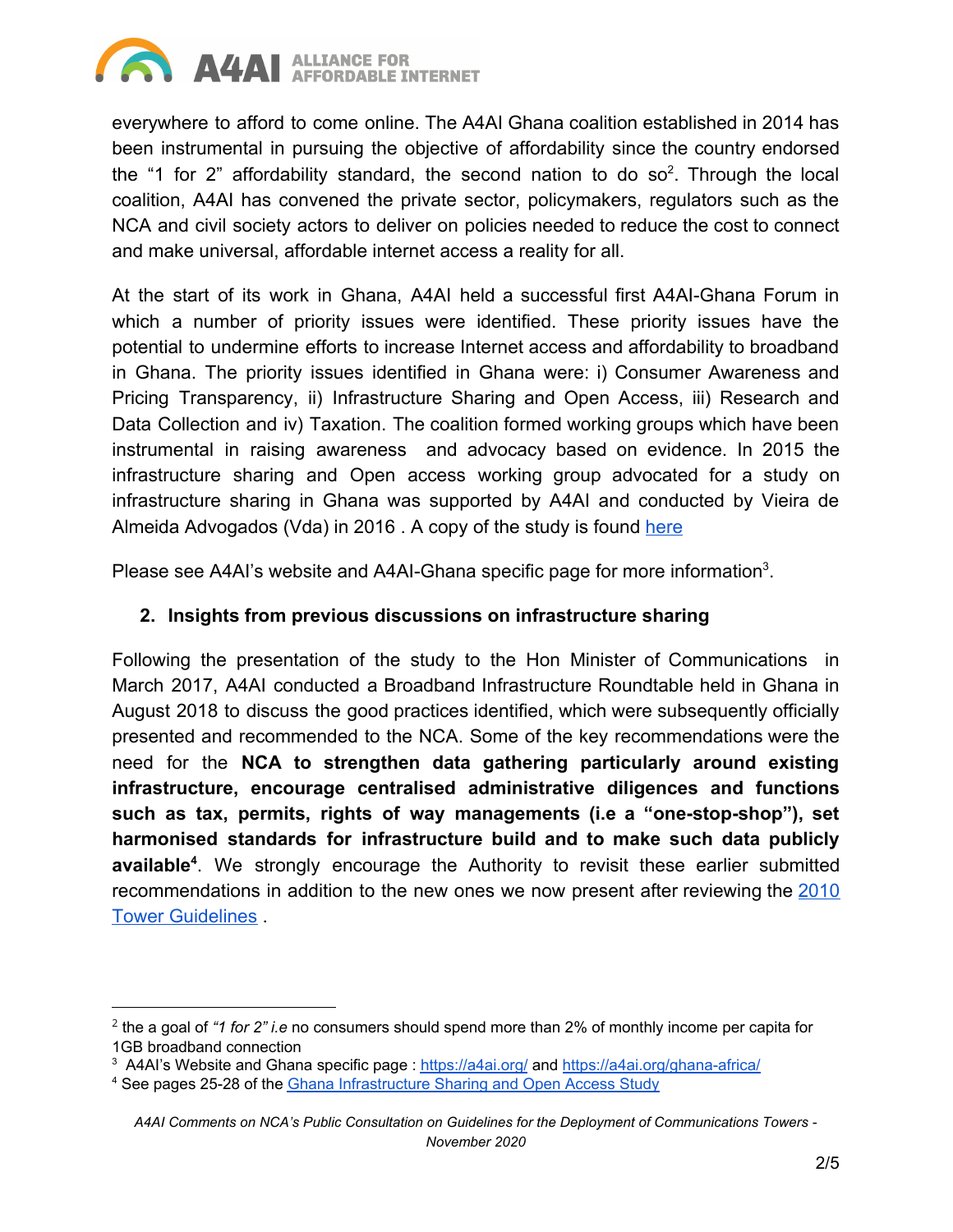everywhere to afford to come online. The A4AI Ghana coalition established in 2014 has been instrumental in pursuing the objective of affordability since the country endorsed the "1 for 2" affordability standard, the second nation to do so[2]. Through the local coalition, A4AI has convened the private sector, policymakers, regulators such as the NCA and civil society actors to deliver on policies needed to reduce the cost to connect and make universal, affordable internet access a reality for all.

At the start of its work in Ghana, A4AI held a successful first A4AI-Ghana Forum in which a number of priority issues were identified. These priority issues have the potential to undermine efforts to increase Internet access and affordability to broadband in Ghana. The priority issues identified in Ghana were: i) Consumer Awareness and Pricing Transparency, ii) Infrastructure Sharing and Open Access, iii) Research and Data Collection and iv) Taxation. The coalition formed working groups which have been instrumental in raising awareness and advocacy based on evidence. In 2015 the infrastructure sharing and Open access working group advocated for a study on infrastructure sharing in Ghana was supported by A4AI and conducted by Vieira de Almeida Advogados (Vda) in 2016 . A copy of the study is found here

Please see A4AI's website and A4AI-Ghana specific page for more information[3].

## 2. Insights from previous discussions on infrastructure sharing

Following the presentation of the study to the Hon Minister of Communications in March 2017, A4AI conducted a Broadband Infrastructure Roundtable held in Ghana in August 2018 to discuss the good practices identified, which were subsequently officially presented and recommended to the NCA. Some of the key recommendations were the need for the **NCA to strengthen data gathering particularly around existing infrastructure, encourage centralised administrative diligences and functions such as tax, permits, rights of way managements (i.e a "one-stop-shop"), set harmonised standards for infrastructure build and to make such data publicly available[4]**. We strongly encourage the Authority to revisit these earlier submitted recommendations in addition to the new ones we now present after reviewing the 2010 Tower Guidelines .

---

[2] the a goal of *"1 for 2" i.e* no consumers should spend more than 2% of monthly income per capita for 1GB broadband connection

[3] A4AI's Website and Ghana specific page : https://a4ai.org/ and https://a4ai.org/ghana-africa/

[4] See pages 25-28 of the Ghana Infrastructure Sharing and Open Access Study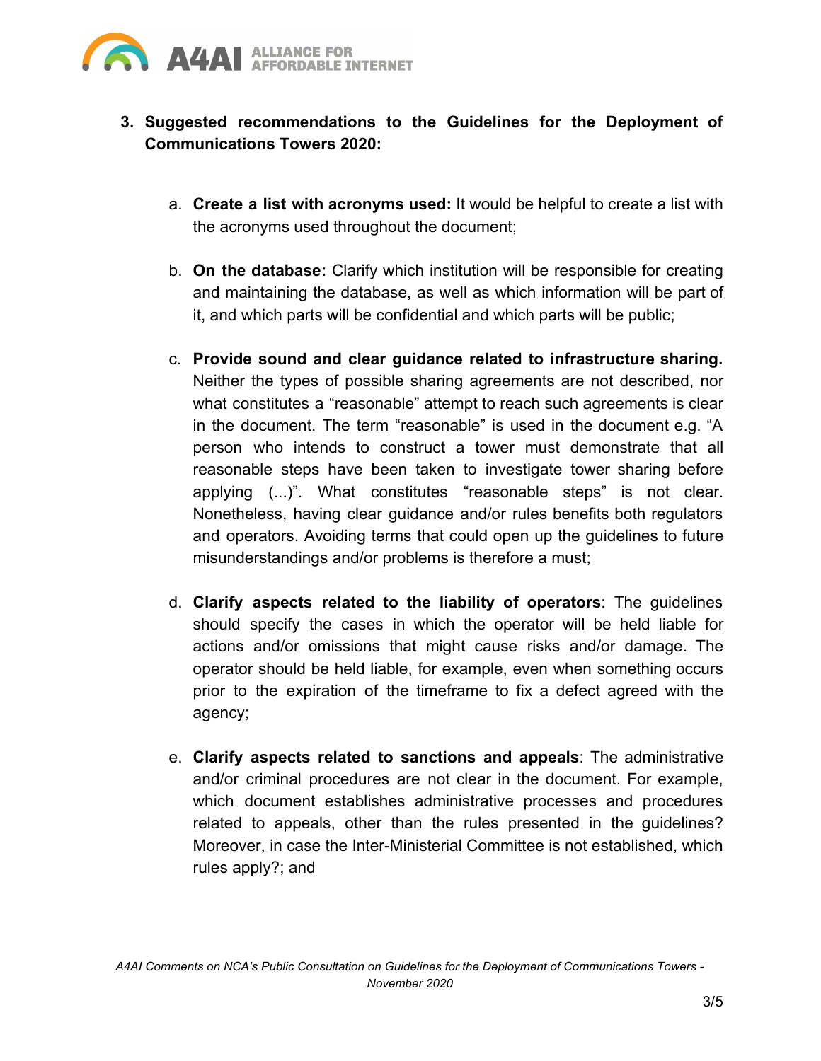3. **Suggested recommendations to the Guidelines for the Deployment of Communications Towers 2020:**

   a. **Create a list with acronyms used:** It would be helpful to create a list with the acronyms used throughout the document;

   b. **On the database:** Clarify which institution will be responsible for creating and maintaining the database, as well as which information will be part of it, and which parts will be confidential and which parts will be public;

   c. **Provide sound and clear guidance related to infrastructure sharing.** Neither the types of possible sharing agreements are not described, nor what constitutes a "reasonable" attempt to reach such agreements is clear in the document. The term "reasonable" is used in the document e.g. "A person who intends to construct a tower must demonstrate that all reasonable steps have been taken to investigate tower sharing before applying (...)". What constitutes "reasonable steps" is not clear. Nonetheless, having clear guidance and/or rules benefits both regulators and operators. Avoiding terms that could open up the guidelines to future misunderstandings and/or problems is therefore a must;

   d. **Clarify aspects related to the liability of operators**: The guidelines should specify the cases in which the operator will be held liable for actions and/or omissions that might cause risks and/or damage. The operator should be held liable, for example, even when something occurs prior to the expiration of the timeframe to fix a defect agreed with the agency;

   e. **Clarify aspects related to sanctions and appeals**: The administrative and/or criminal procedures are not clear in the document. For example, which document establishes administrative processes and procedures related to appeals, other than the rules presented in the guidelines? Moreover, in case the Inter-Ministerial Committee is not established, which rules apply?; and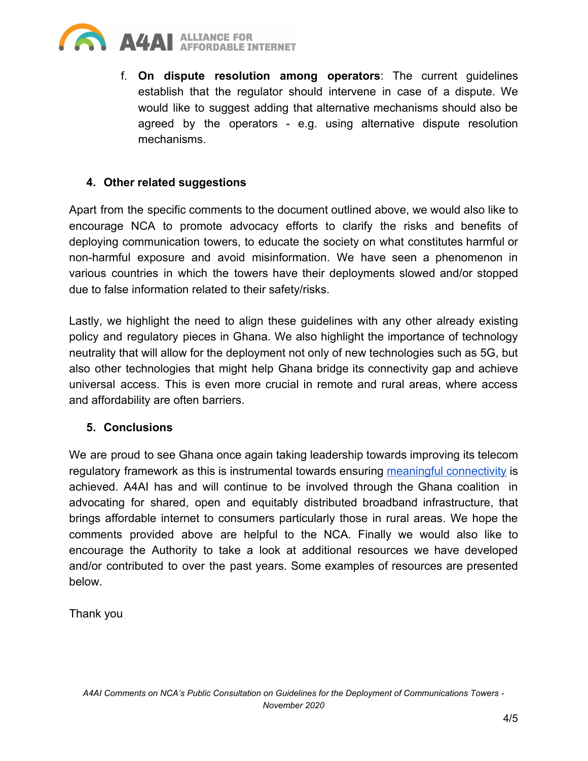f. **On dispute resolution among operators**: The current guidelines establish that the regulator should intervene in case of a dispute. We would like to suggest adding that alternative mechanisms should also be agreed by the operators - e.g. using alternative dispute resolution mechanisms.

## 4. Other related suggestions

Apart from the specific comments to the document outlined above, we would also like to encourage NCA to promote advocacy efforts to clarify the risks and benefits of deploying communication towers, to educate the society on what constitutes harmful or non-harmful exposure and avoid misinformation. We have seen a phenomenon in various countries in which the towers have their deployments slowed and/or stopped due to false information related to their safety/risks.

Lastly, we highlight the need to align these guidelines with any other already existing policy and regulatory pieces in Ghana. We also highlight the importance of technology neutrality that will allow for the deployment not only of new technologies such as 5G, but also other technologies that might help Ghana bridge its connectivity gap and achieve universal access. This is even more crucial in remote and rural areas, where access and affordability are often barriers.

## 5. Conclusions

We are proud to see Ghana once again taking leadership towards improving its telecom regulatory framework as this is instrumental towards ensuring meaningful connectivity is achieved. A4AI has and will continue to be involved through the Ghana coalition in advocating for shared, open and equitably distributed broadband infrastructure, that brings affordable internet to consumers particularly those in rural areas. We hope the comments provided above are helpful to the NCA. Finally we would also like to encourage the Authority to take a look at additional resources we have developed and/or contributed to over the past years. Some examples of resources are presented below.

Thank you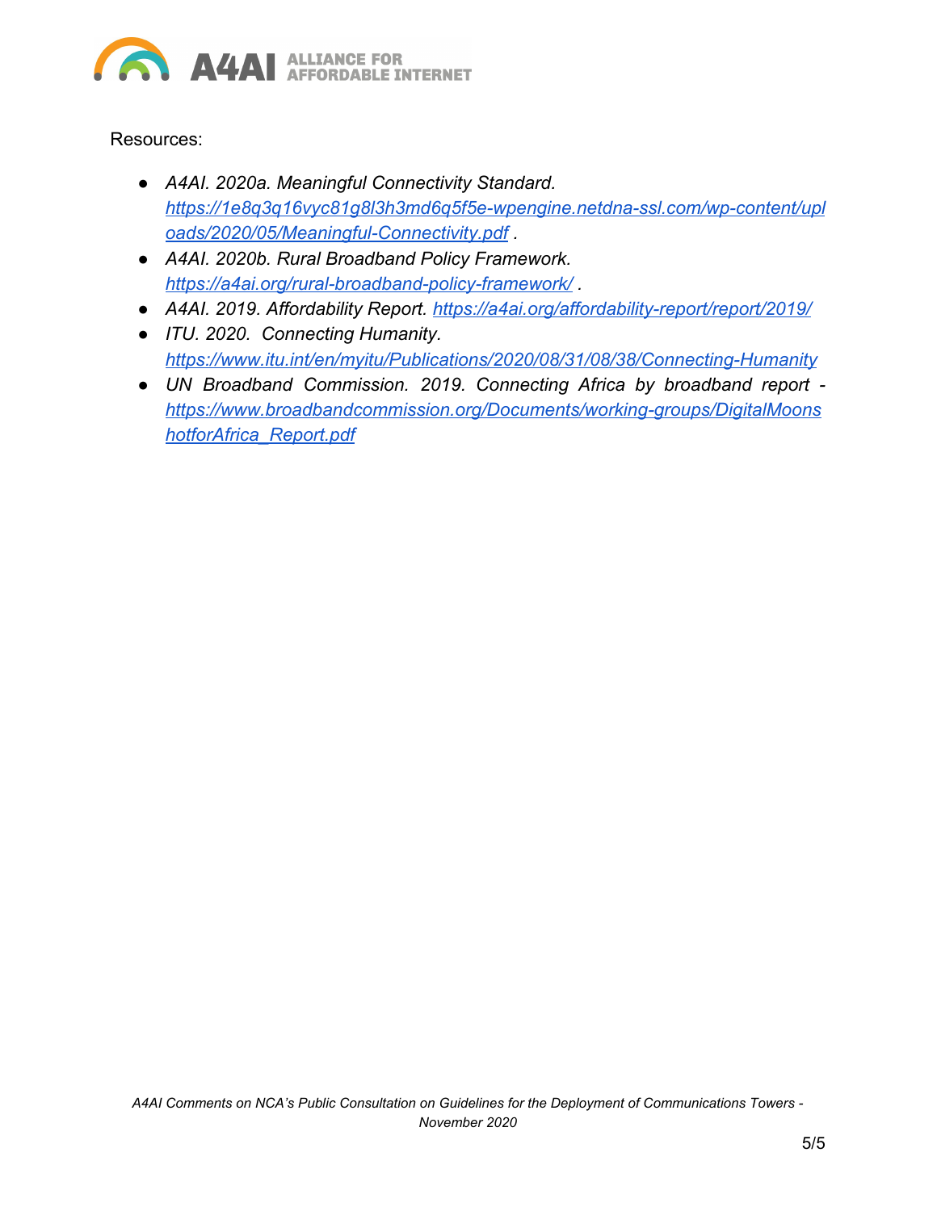Resources:

- *A4AI. 2020a. Meaningful Connectivity Standard.* *https://1e8q3q16vyc81g8l3h3md6q5f5e-wpengine.netdna-ssl.com/wp-content/uploads/2020/05/Meaningful-Connectivity.pdf* .
- *A4AI. 2020b. Rural Broadband Policy Framework.* *https://a4ai.org/rural-broadband-policy-framework/* .
- *A4AI. 2019. Affordability Report.* *https://a4ai.org/affordability-report/report/2019/*
- *ITU. 2020. Connecting Humanity.* *https://www.itu.int/en/myitu/Publications/2020/08/31/08/38/Connecting-Humanity*
- *UN Broadband Commission. 2019. Connecting Africa by broadband report - https://www.broadbandcommission.org/Documents/working-groups/DigitalMoonshotforAfrica_Report.pdf*